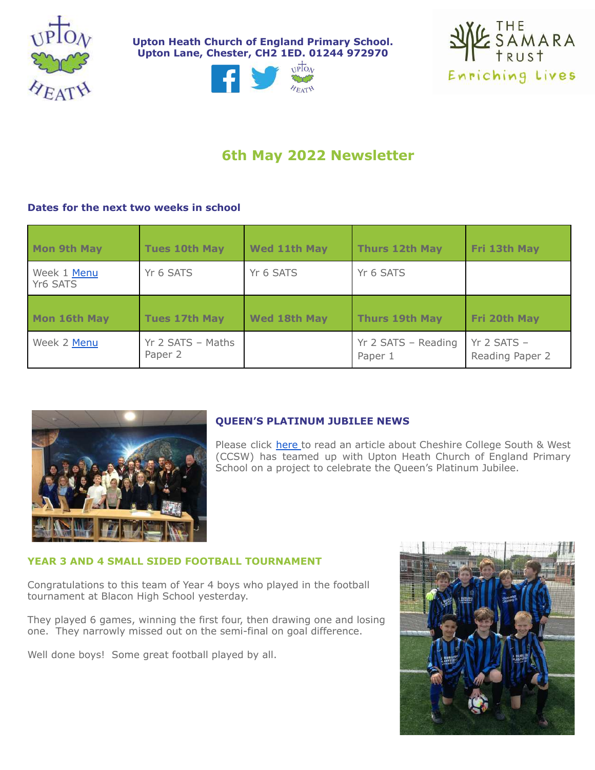**Upton Heath Church of England Primary School.**
**Upton Lane, Chester, CH2 1ED. 01244 972970**

# 6th May 2022 Newsletter

**Dates for the next two weeks in school**

| Mon 9th May | Tues 10th May | Wed 11th May | Thurs 12th May | Fri 13th May |
|---|---|---|---|---|
| Week 1 Menu<br>Yr6 SATS | Yr 6 SATS | Yr 6 SATS | Yr 6 SATS | |
| **Mon 16th May** | **Tues 17th May** | **Wed 18th May** | **Thurs 19th May** | **Fri 20th May** |
| Week 2 Menu | Yr 2 SATS – Maths Paper 2 | | Yr 2 SATS – Reading Paper 1 | Yr 2 SATS – Reading Paper 2 |

## QUEEN'S PLATINUM JUBILEE NEWS

Please click here to read an article about Cheshire College South & West (CCSW) has teamed up with Upton Heath Church of England Primary School on a project to celebrate the Queen's Platinum Jubilee.

## YEAR 3 AND 4 SMALL SIDED FOOTBALL TOURNAMENT

Congratulations to this team of Year 4 boys who played in the football tournament at Blacon High School yesterday.

They played 6 games, winning the first four, then drawing one and losing one. They narrowly missed out on the semi-final on goal difference.

Well done boys! Some great football played by all.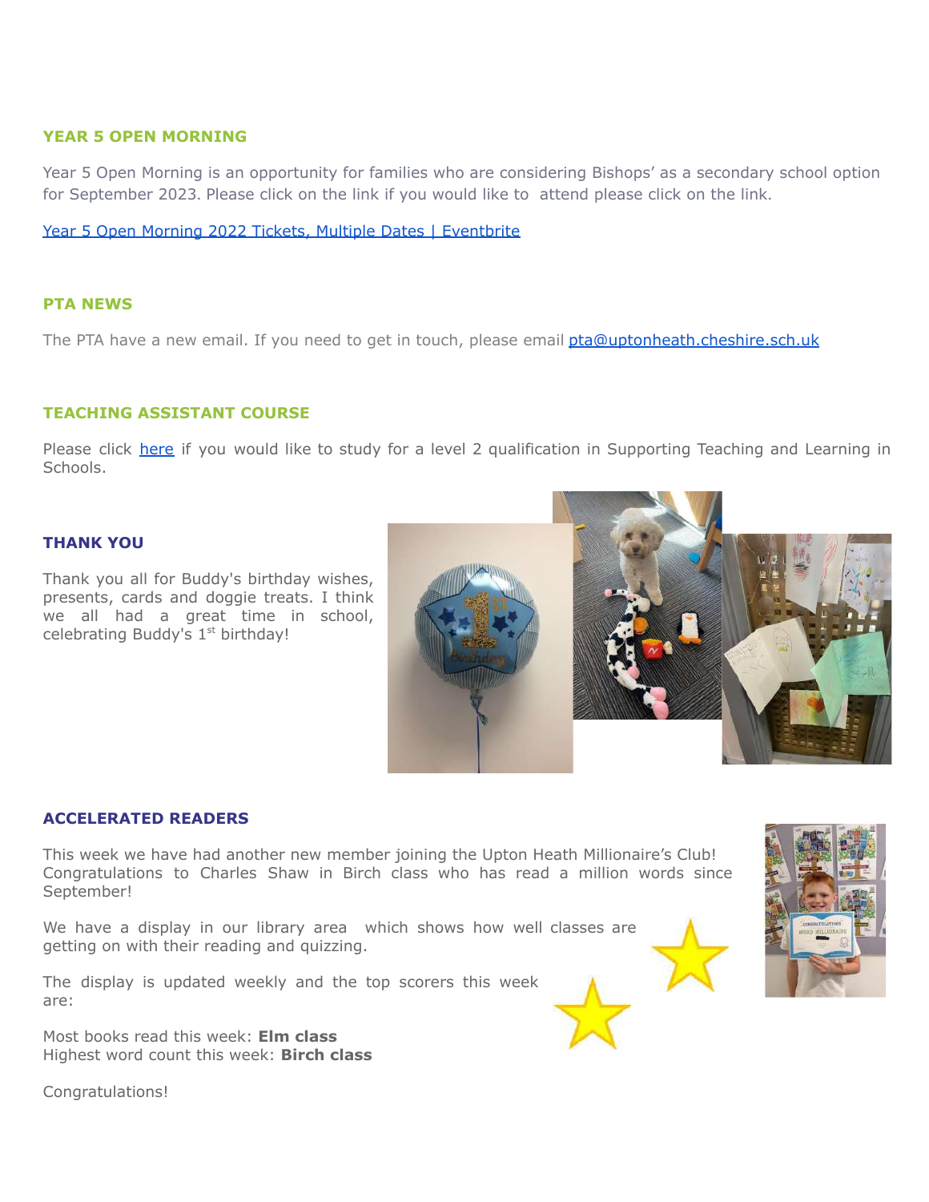## YEAR 5 OPEN MORNING

Year 5 Open Morning is an opportunity for families who are considering Bishops' as a secondary school option for September 2023. Please click on the link if you would like to attend please click on the link.

[Year 5 Open Morning 2022 Tickets, Multiple Dates | Eventbrite]()

## PTA NEWS

The PTA have a new email. If you need to get in touch, please email pta@uptonheath.cheshire.sch.uk

## TEACHING ASSISTANT COURSE

Please click [here]() if you would like to study for a level 2 qualification in Supporting Teaching and Learning in Schools.

## THANK YOU

Thank you all for Buddy's birthday wishes, presents, cards and doggie treats. I think we all had a great time in school, celebrating Buddy's 1st birthday!

## ACCELERATED READERS

This week we have had another new member joining the Upton Heath Millionaire's Club! Congratulations to Charles Shaw in Birch class who has read a million words since September!

We have a display in our library area which shows how well classes are getting on with their reading and quizzing.

The display is updated weekly and the top scorers this week are:

Most books read this week: **Elm class**
Highest word count this week: **Birch class**

Congratulations!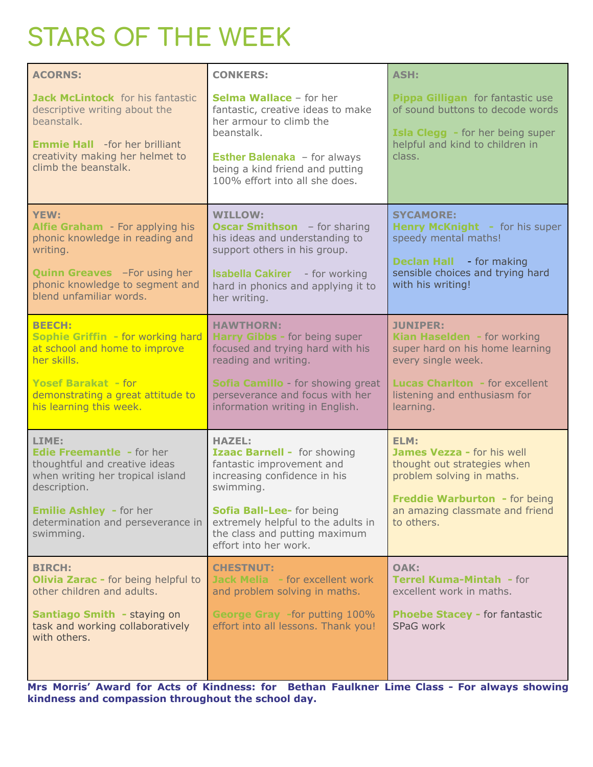# STARS OF THE WEEK

| | | |
|---|---|---|
| **ACORNS:**<br><br>**Jack McLintock** for his fantastic descriptive writing about the beanstalk.<br><br>**Emmie Hall** -for her brilliant creativity making her helmet to climb the beanstalk. | **CONKERS:**<br><br>**Selma Wallace** – for her fantastic, creative ideas to make her armour to climb the beanstalk.<br><br>**Esther Balenaka** – for always being a kind friend and putting 100% effort into all she does. | **ASH:**<br><br>**Pippa Gilligan** for fantastic use of sound buttons to decode words<br><br>**Isla Clegg** - for her being super helpful and kind to children in class. |
| **YEW:**<br>**Alfie Graham** - For applying his phonic knowledge in reading and writing.<br><br>**Quinn Greaves** –For using her phonic knowledge to segment and blend unfamiliar words. | **WILLOW:**<br>**Oscar Smithson** – for sharing his ideas and understanding to support others in his group.<br><br>**Isabella Cakirer** - for working hard in phonics and applying it to her writing. | **SYCAMORE:**<br>**Henry McKnight** - for his super speedy mental maths!<br><br>**Declan Hall** - for making sensible choices and trying hard with his writing! |
| **BEECH:**<br>**Sophie Griffin** - for working hard at school and home to improve her skills.<br><br>**Yosef Barakat** - for demonstrating a great attitude to his learning this week. | **HAWTHORN:**<br>**Harry Gibbs** - for being super focused and trying hard with his reading and writing.<br><br>**Sofia Camillo** - for showing great perseverance and focus with her information writing in English. | **JUNIPER:**<br>**Kian Haselden** - for working super hard on his home learning every single week.<br><br>**Lucas Charlton** - for excellent listening and enthusiasm for learning. |
| **LIME:**<br>**Edie Freemantle** - for her thoughtful and creative ideas when writing her tropical island description.<br><br>**Emilie Ashley** - for her determination and perseverance in swimming. | **HAZEL:**<br>**Izaac Barnell** - for showing fantastic improvement and increasing confidence in his swimming.<br><br>**Sofia Ball-Lee**- for being extremely helpful to the adults in the class and putting maximum effort into her work. | **ELM:**<br>**James Vezza** - for his well thought out strategies when problem solving in maths.<br><br>**Freddie Warburton** - for being an amazing classmate and friend to others. |
| **BIRCH:**<br>**Olivia Zarac** - for being helpful to other children and adults.<br><br>**Santiago Smith** - staying on task and working collaboratively with others. | **CHESTNUT:**<br>**Jack Melia** - for excellent work and problem solving in maths.<br><br>**George Gray** -for putting 100% effort into all lessons. Thank you! | **OAK:**<br>**Terrel Kuma-Mintah** - for excellent work in maths.<br><br>**Phoebe Stacey** - for fantastic SPaG work |

**Mrs Morris' Award for Acts of Kindness: for Bethan Faulkner Lime Class - For always showing kindness and compassion throughout the school day.**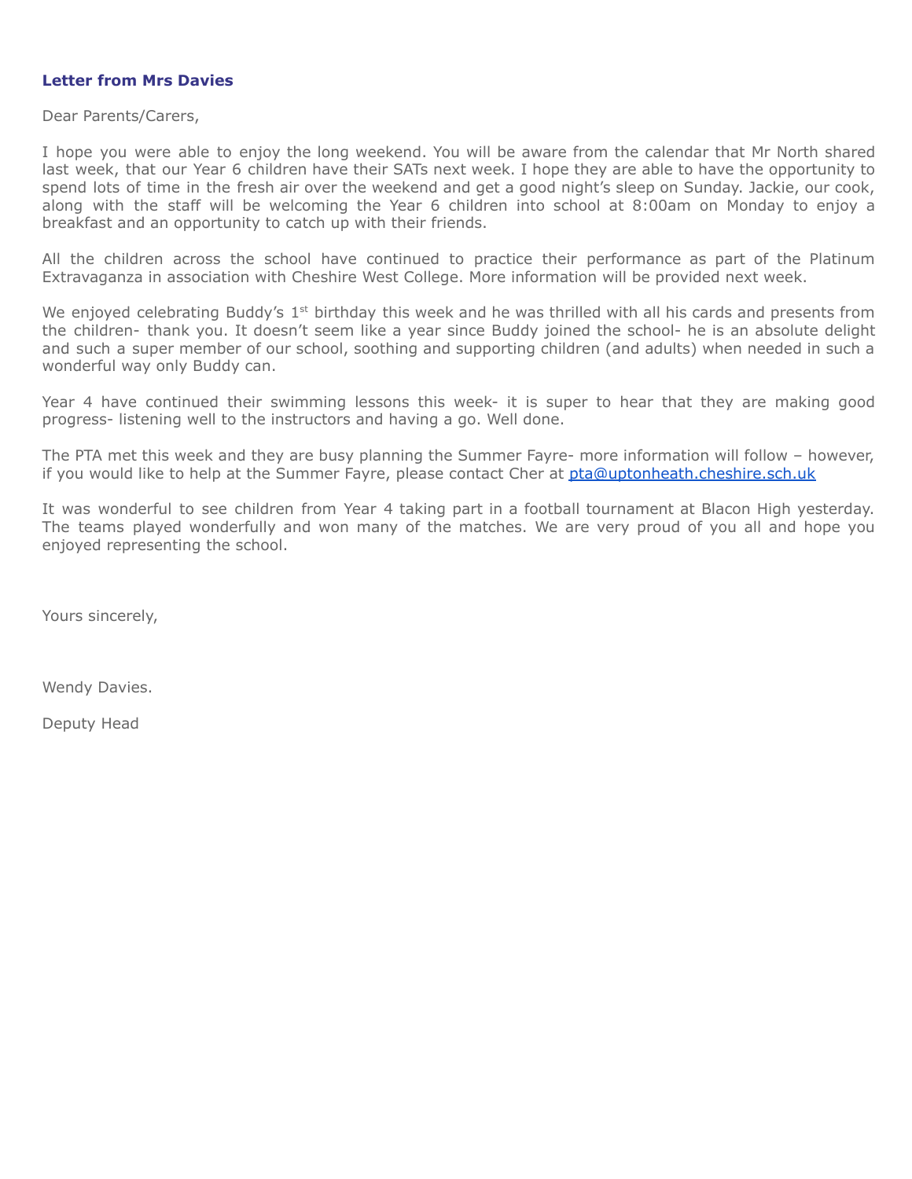**Letter from Mrs Davies**

Dear Parents/Carers,

I hope you were able to enjoy the long weekend. You will be aware from the calendar that Mr North shared last week, that our Year 6 children have their SATs next week. I hope they are able to have the opportunity to spend lots of time in the fresh air over the weekend and get a good night's sleep on Sunday. Jackie, our cook, along with the staff will be welcoming the Year 6 children into school at 8:00am on Monday to enjoy a breakfast and an opportunity to catch up with their friends.

All the children across the school have continued to practice their performance as part of the Platinum Extravaganza in association with Cheshire West College. More information will be provided next week.

We enjoyed celebrating Buddy's 1st birthday this week and he was thrilled with all his cards and presents from the children- thank you. It doesn't seem like a year since Buddy joined the school- he is an absolute delight and such a super member of our school, soothing and supporting children (and adults) when needed in such a wonderful way only Buddy can.

Year 4 have continued their swimming lessons this week- it is super to hear that they are making good progress- listening well to the instructors and having a go. Well done.

The PTA met this week and they are busy planning the Summer Fayre- more information will follow – however, if you would like to help at the Summer Fayre, please contact Cher at [pta@uptonheath.cheshire.sch.uk](mailto:pta@uptonheath.cheshire.sch.uk)

It was wonderful to see children from Year 4 taking part in a football tournament at Blacon High yesterday. The teams played wonderfully and won many of the matches. We are very proud of you all and hope you enjoyed representing the school.

Yours sincerely,

Wendy Davies.

Deputy Head